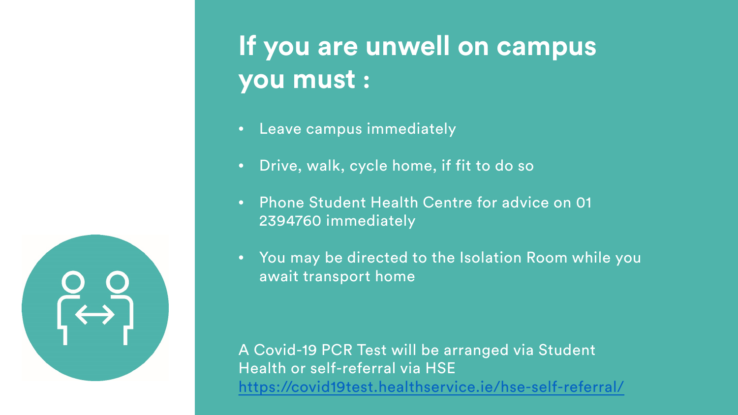# If you are unwell on campus you must :

- Leave campus immediately
- Drive, walk, cycle home, if fit to do so
- Phone Student Health Centre for advice on 01 2394760 immediately
- You may be directed to the Isolation Room while you await transport home

A Covid-19 PCR Test will be arranged via Student Health or self-referral via HSE https://covid19test.healthservice.ie/hse-self-referral/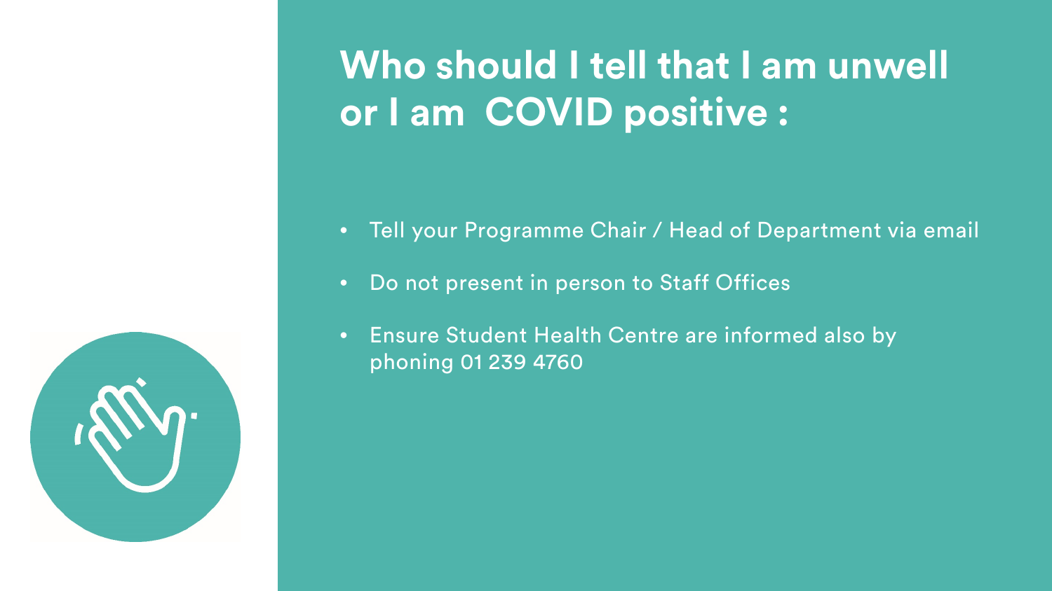# Who should I tell that I am unwell or I am COVID positive :

- Tell your Programme Chair / Head of Department via email
- Do not present in person to Staff Offices
- Ensure Student Health Centre are informed also by phoning 01 239 4760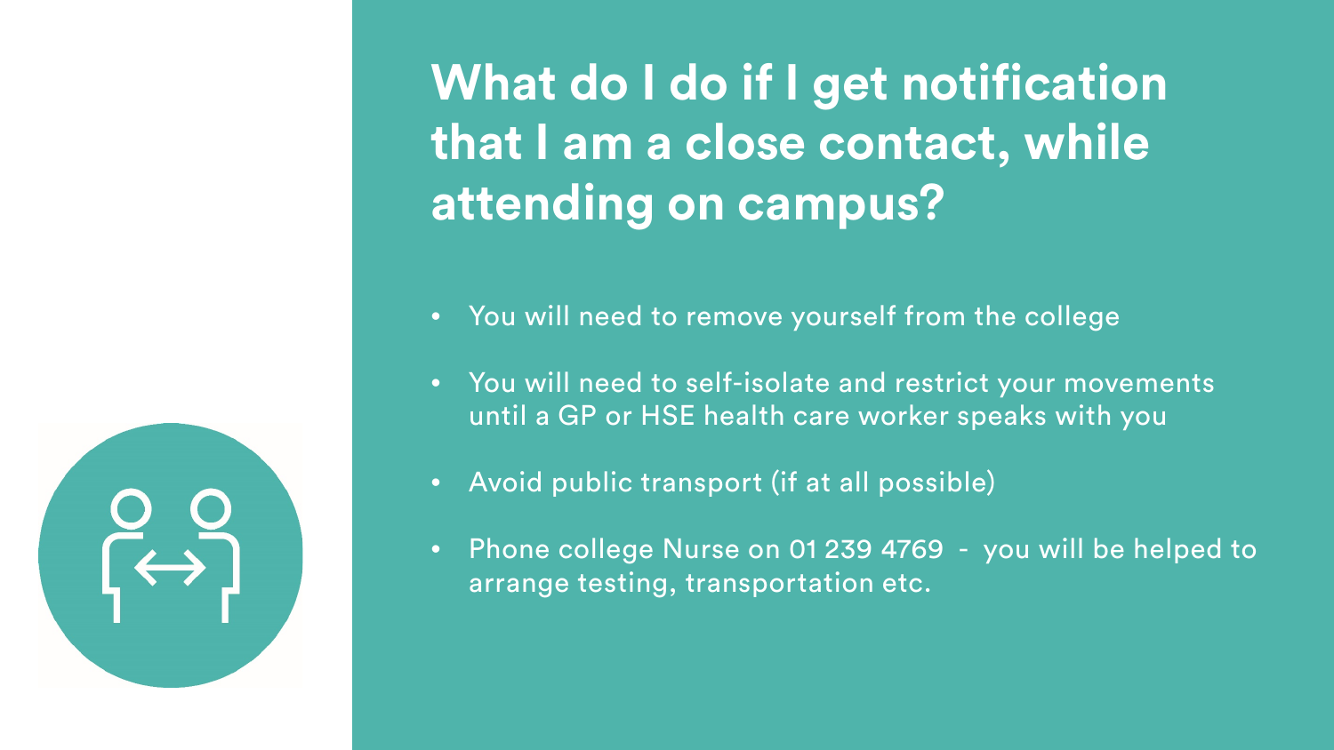# What do I do if I get notification that I am a close contact, while attending on campus?

- You will need to remove yourself from the college
- You will need to self-isolate and restrict your movements until a GP or HSE health care worker speaks with you
- Avoid public transport (if at all possible)
- Phone college Nurse on 01 239 4769 - you will be helped to arrange testing, transportation etc.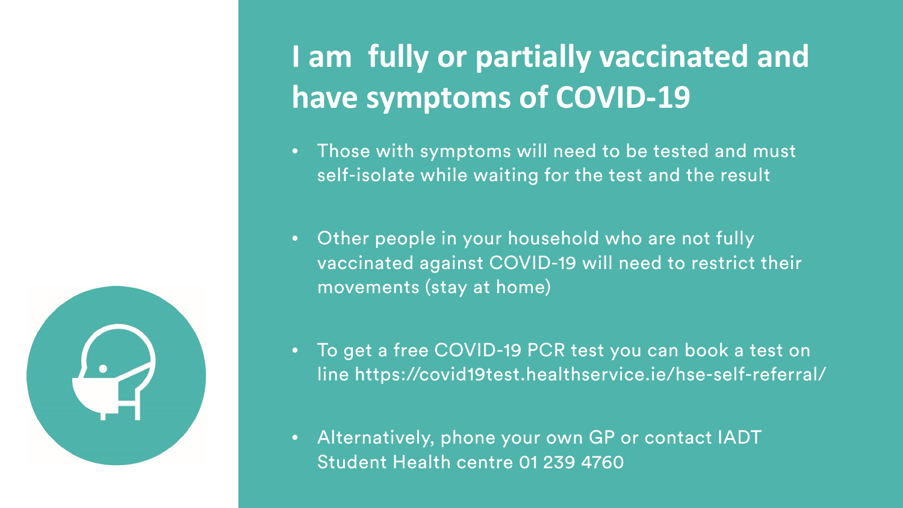# I am fully or partially vaccinated and have symptoms of COVID-19

- Those with symptoms will need to be tested and must self-isolate while waiting for the test and the result
- Other people in your household who are not fully vaccinated against COVID-19 will need to restrict their movements (stay at home)
- To get a free COVID-19 PCR test you can book a test on line https://covid19test.healthservice.ie/hse-self-referral/
- Alternatively, phone your own GP or contact IADT Student Health centre 01 239 4760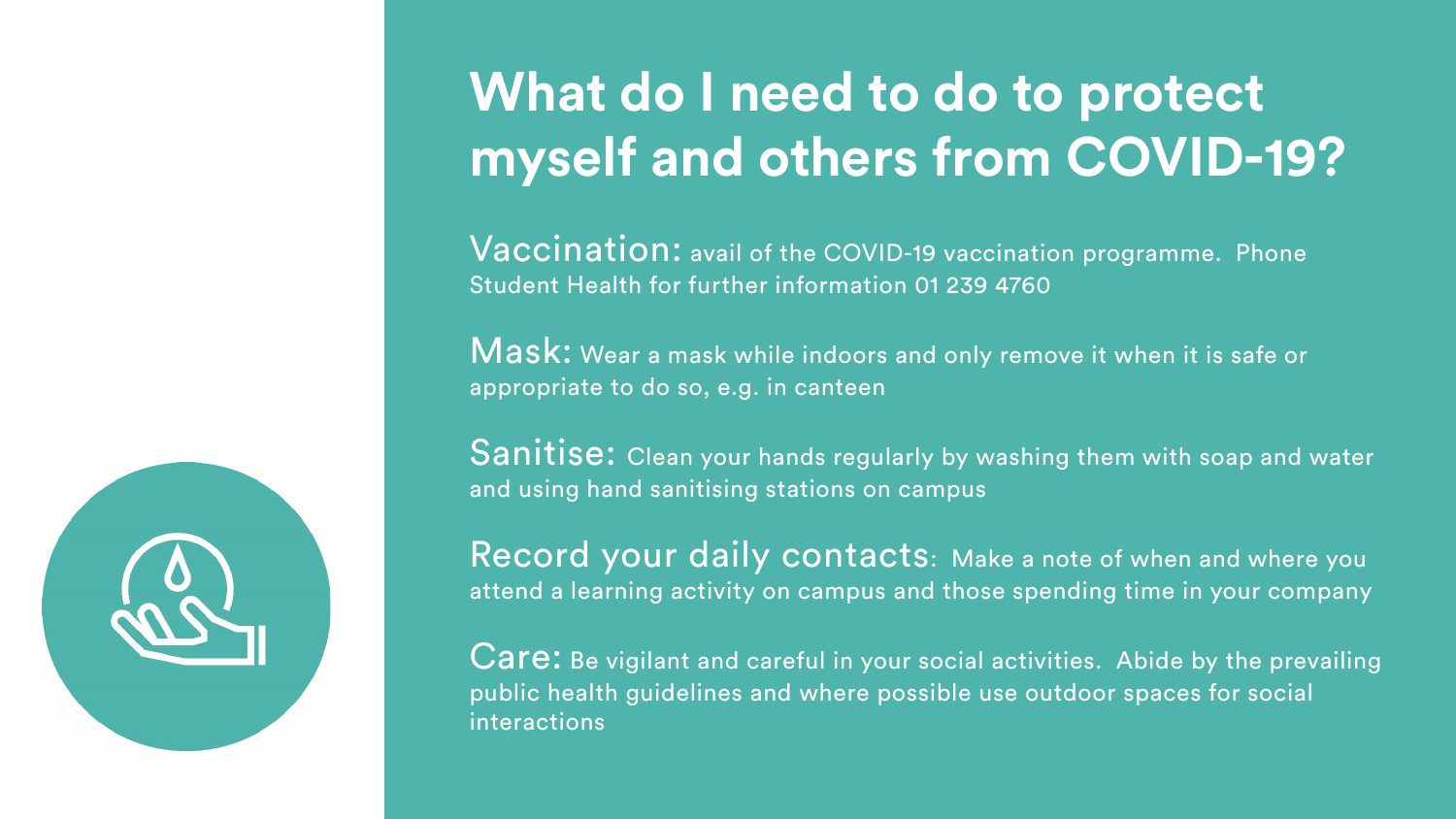# What do I need to do to protect myself and others from COVID-19?

Vaccination: avail of the COVID-19 vaccination programme. Phone Student Health for further information 01 239 4760

Mask: Wear a mask while indoors and only remove it when it is safe or appropriate to do so, e.g. in canteen

Sanitise: Clean your hands regularly by washing them with soap and water and using hand sanitising stations on campus

Record your daily contacts: Make a note of when and where you attend a learning activity on campus and those spending time in your company

Care: Be vigilant and careful in your social activities. Abide by the prevailing public health guidelines and where possible use outdoor spaces for social interactions